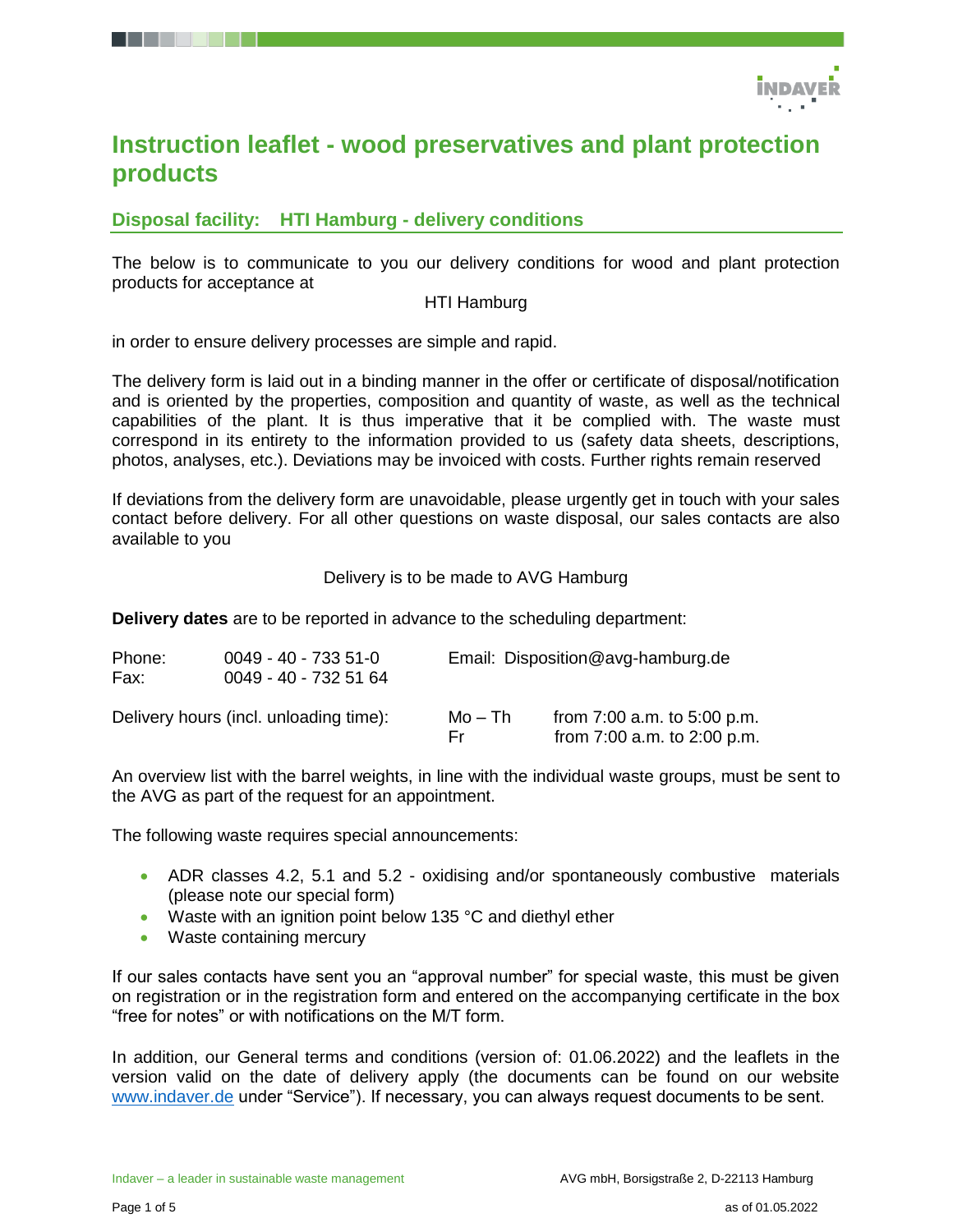# Instruction leaflet - wood preservatives and plant protection products

## Disposal facility: HTI Hamburg - delivery conditions

The below is to communicate to you our delivery conditions for wood and plant protection products for acceptance at

HTI Hamburg

in order to ensure delivery processes are simple and rapid.

The delivery form is laid out in a binding manner in the offer or certificate of disposal/notification and is oriented by the properties, composition and quantity of waste, as well as the technical capabilities of the plant. It is thus imperative that it be complied with. The waste must correspond in its entirety to the information provided to us (safety data sheets, descriptions, photos, analyses, etc.). Deviations may be invoiced with costs. Further rights remain reserved

If deviations from the delivery form are unavoidable, please urgently get in touch with your sales contact before delivery. For all other questions on waste disposal, our sales contacts are also available to you

Delivery is to be made to AVG Hamburg

**Delivery dates** are to be reported in advance to the scheduling department:

Phone: 0049 - 40 - 733 51-0
Fax: 0049 - 40 - 732 51 64
Email: Disposition@avg-hamburg.de

Delivery hours (incl. unloading time):
Mo – Th from 7:00 a.m. to 5:00 p.m.
Fr from 7:00 a.m. to 2:00 p.m.

An overview list with the barrel weights, in line with the individual waste groups, must be sent to the AVG as part of the request for an appointment.

The following waste requires special announcements:

- ADR classes 4.2, 5.1 and 5.2 - oxidising and/or spontaneously combustive materials (please note our special form)
- Waste with an ignition point below 135 °C and diethyl ether
- Waste containing mercury

If our sales contacts have sent you an "approval number" for special waste, this must be given on registration or in the registration form and entered on the accompanying certificate in the box "free for notes" or with notifications on the M/T form.

In addition, our General terms and conditions (version of: 01.06.2022) and the leaflets in the version valid on the date of delivery apply (the documents can be found on our website www.indaver.de under "Service"). If necessary, you can always request documents to be sent.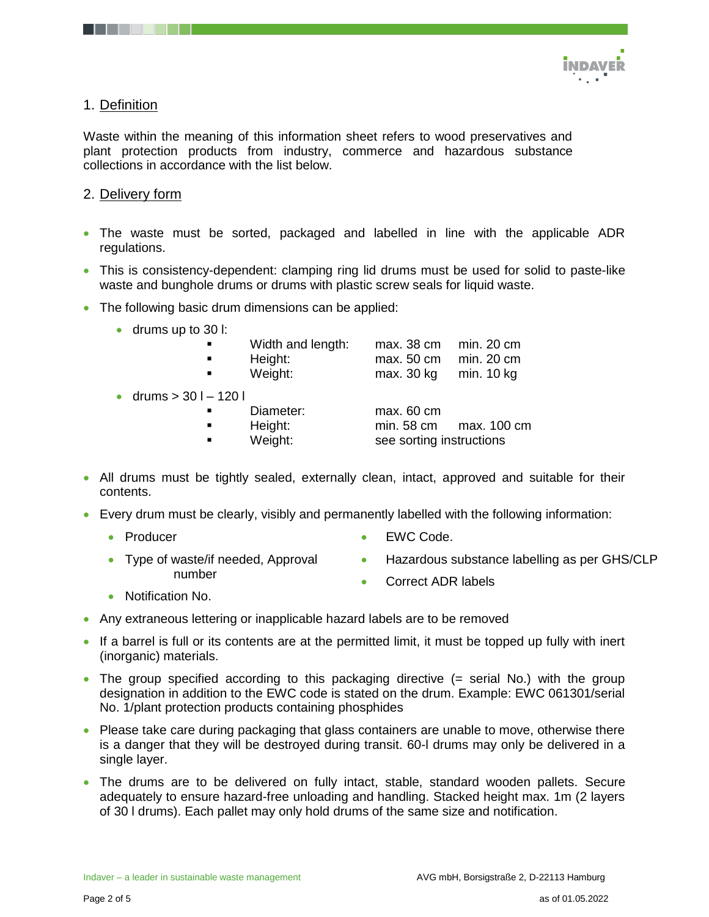## 1. Definition

Waste within the meaning of this information sheet refers to wood preservatives and plant protection products from industry, commerce and hazardous substance collections in accordance with the list below.

## 2. Delivery form

- The waste must be sorted, packaged and labelled in line with the applicable ADR regulations.
- This is consistency-dependent: clamping ring lid drums must be used for solid to paste-like waste and bunghole drums or drums with plastic screw seals for liquid waste.
- The following basic drum dimensions can be applied:
  - drums up to 30 l:
    - Width and length: max. 38 cm min. 20 cm
    - Height: max. 50 cm min. 20 cm
    - Weight: max. 30 kg min. 10 kg
  - drums > 30 l – 120 l
    - Diameter: max. 60 cm
    - Height: min. 58 cm max. 100 cm
    - Weight: see sorting instructions
- All drums must be tightly sealed, externally clean, intact, approved and suitable for their contents.
- Every drum must be clearly, visibly and permanently labelled with the following information:
  - Producer
  - Type of waste/if needed, Approval number
  - Notification No.
  - EWC Code.
  - Hazardous substance labelling as per GHS/CLP
  - Correct ADR labels
- Any extraneous lettering or inapplicable hazard labels are to be removed
- If a barrel is full or its contents are at the permitted limit, it must be topped up fully with inert (inorganic) materials.
- The group specified according to this packaging directive (= serial No.) with the group designation in addition to the EWC code is stated on the drum. Example: EWC 061301/serial No. 1/plant protection products containing phosphides
- Please take care during packaging that glass containers are unable to move, otherwise there is a danger that they will be destroyed during transit. 60-l drums may only be delivered in a single layer.
- The drums are to be delivered on fully intact, stable, standard wooden pallets. Secure adequately to ensure hazard-free unloading and handling. Stacked height max. 1m (2 layers of 30 l drums). Each pallet may only hold drums of the same size and notification.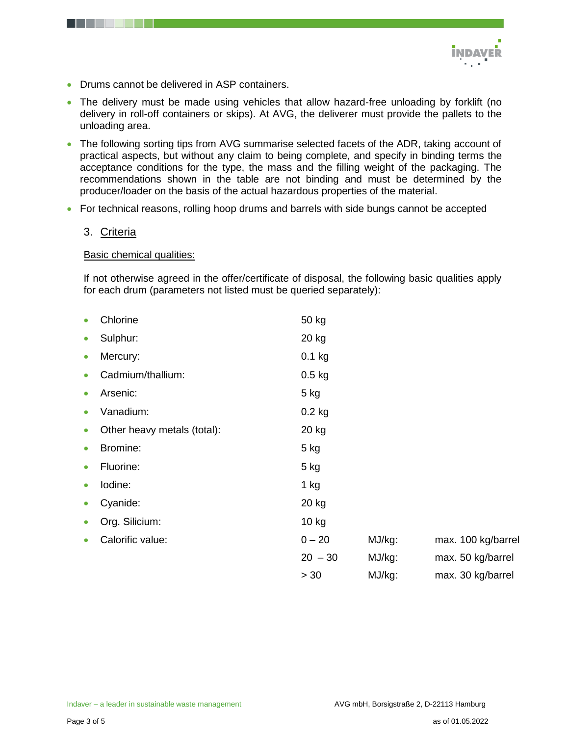- Drums cannot be delivered in ASP containers.
- The delivery must be made using vehicles that allow hazard-free unloading by forklift (no delivery in roll-off containers or skips). At AVG, the deliverer must provide the pallets to the unloading area.
- The following sorting tips from AVG summarise selected facets of the ADR, taking account of practical aspects, but without any claim to being complete, and specify in binding terms the acceptance conditions for the type, the mass and the filling weight of the packaging. The recommendations shown in the table are not binding and must be determined by the producer/loader on the basis of the actual hazardous properties of the material.
- For technical reasons, rolling hoop drums and barrels with side bungs cannot be accepted

## 3. Criteria

Basic chemical qualities:

If not otherwise agreed in the offer/certificate of disposal, the following basic qualities apply for each drum (parameters not listed must be queried separately):

| | | | |
|---|---|---|---|
| • Chlorine | 50 kg | | |
| • Sulphur: | 20 kg | | |
| • Mercury: | 0.1 kg | | |
| • Cadmium/thallium: | 0.5 kg | | |
| • Arsenic: | 5 kg | | |
| • Vanadium: | 0.2 kg | | |
| • Other heavy metals (total): | 20 kg | | |
| • Bromine: | 5 kg | | |
| • Fluorine: | 5 kg | | |
| • Iodine: | 1 kg | | |
| • Cyanide: | 20 kg | | |
| • Org. Silicium: | 10 kg | | |
| • Calorific value: | 0 – 20 | MJ/kg: | max. 100 kg/barrel |
| | 20 – 30 | MJ/kg: | max. 50 kg/barrel |
| | > 30 | MJ/kg: | max. 30 kg/barrel |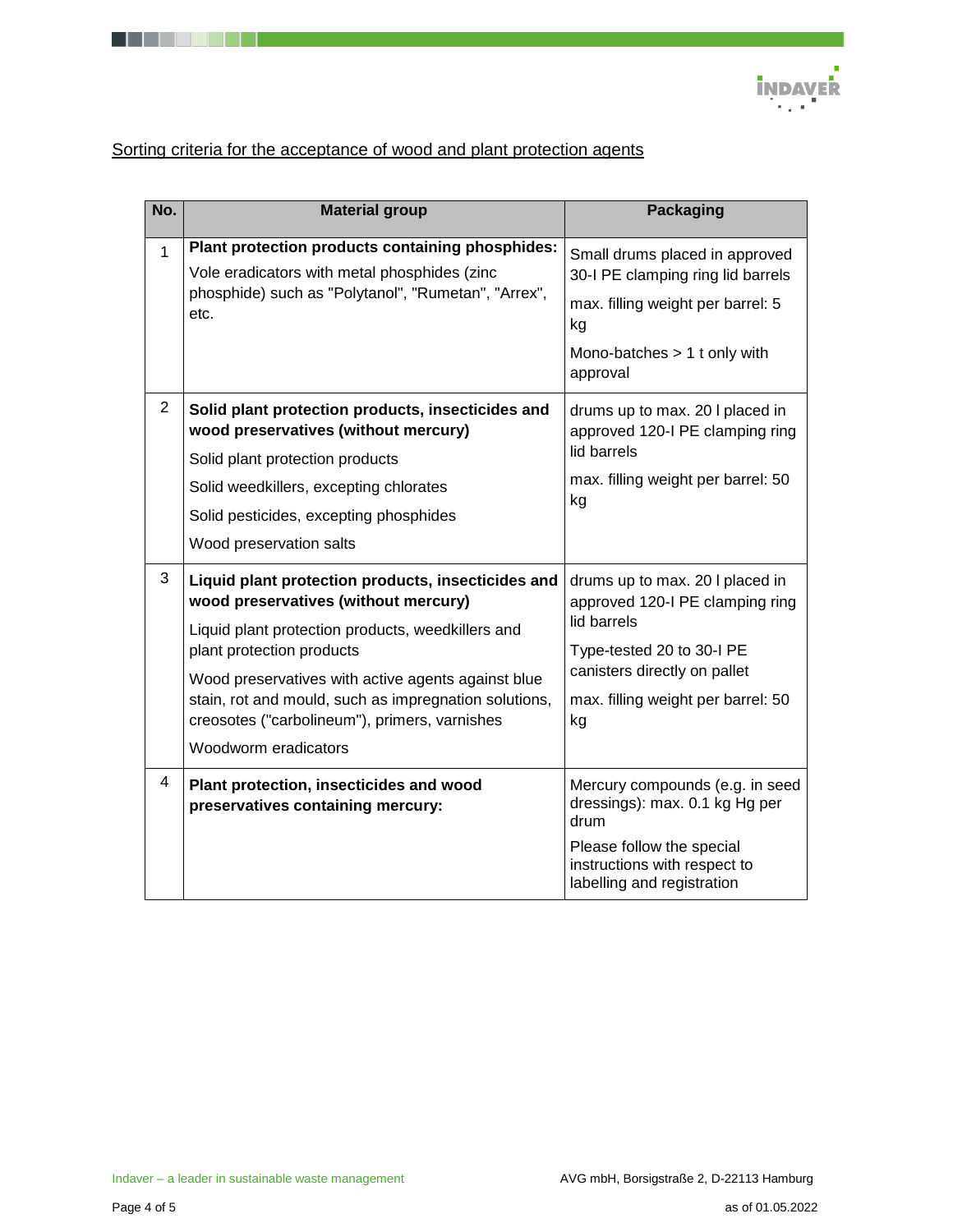Sorting criteria for the acceptance of wood and plant protection agents

| No. | Material group | Packaging |
|---|---|---|
| 1 | **Plant protection products containing phosphides:**<br>Vole eradicators with metal phosphides (zinc phosphide) such as "Polytanol", "Rumetan", "Arrex", etc. | Small drums placed in approved 30-l PE clamping ring lid barrels<br>max. filling weight per barrel: 5 kg<br>Mono-batches > 1 t only with approval |
| 2 | **Solid plant protection products, insecticides and wood preservatives (without mercury)**<br>Solid plant protection products<br>Solid weedkillers, excepting chlorates<br>Solid pesticides, excepting phosphides<br>Wood preservation salts | drums up to max. 20 l placed in approved 120-l PE clamping ring lid barrels<br>max. filling weight per barrel: 50 kg |
| 3 | **Liquid plant protection products, insecticides and wood preservatives (without mercury)**<br>Liquid plant protection products, weedkillers and plant protection products<br>Wood preservatives with active agents against blue stain, rot and mould, such as impregnation solutions, creosotes ("carbolineum"), primers, varnishes<br>Woodworm eradicators | drums up to max. 20 l placed in approved 120-l PE clamping ring lid barrels<br>Type-tested 20 to 30-l PE canisters directly on pallet<br>max. filling weight per barrel: 50 kg |
| 4 | **Plant protection, insecticides and wood preservatives containing mercury:** | Mercury compounds (e.g. in seed dressings): max. 0.1 kg Hg per drum<br>Please follow the special instructions with respect to labelling and registration |

Indaver – a leader in sustainable waste management

AVG mbH, Borsigstraße 2, D-22113 Hamburg

as of 01.05.2022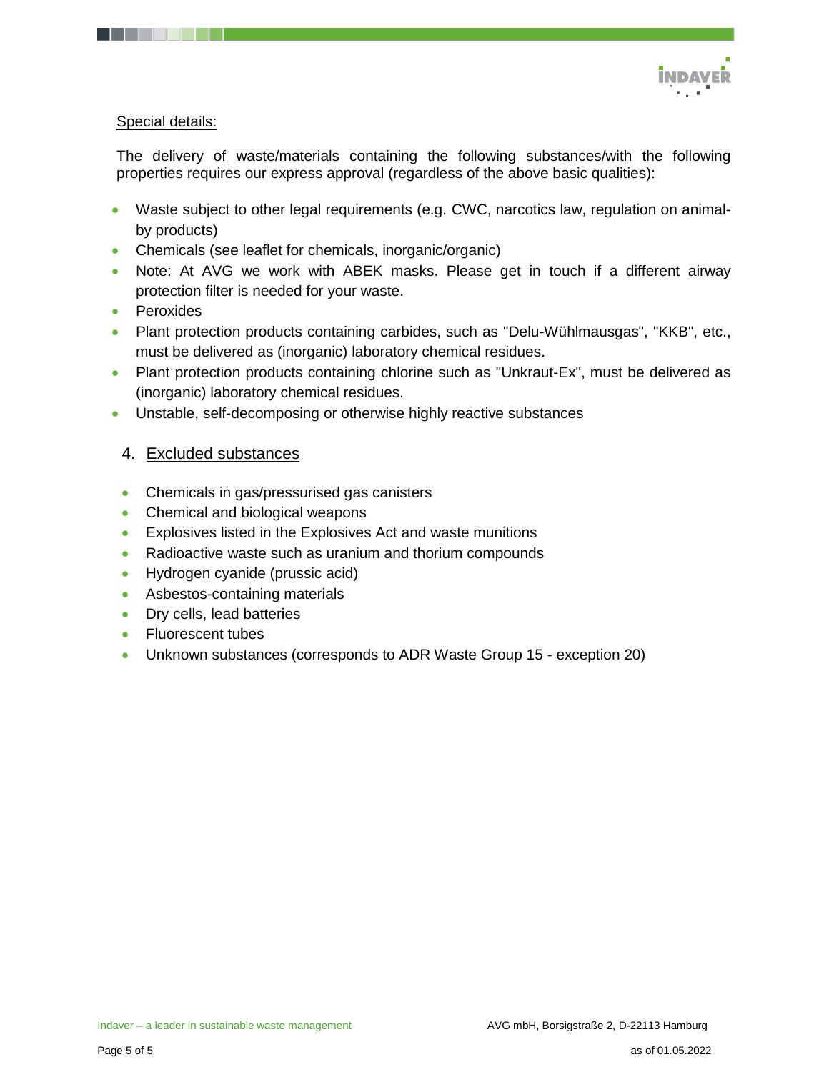Special details:

The delivery of waste/materials containing the following substances/with the following properties requires our express approval (regardless of the above basic qualities):

- Waste subject to other legal requirements (e.g. CWC, narcotics law, regulation on animal-by products)
- Chemicals (see leaflet for chemicals, inorganic/organic)
- Note: At AVG we work with ABEK masks. Please get in touch if a different airway protection filter is needed for your waste.
- Peroxides
- Plant protection products containing carbides, such as "Delu-Wühlmausgas", "KKB", etc., must be delivered as (inorganic) laboratory chemical residues.
- Plant protection products containing chlorine such as "Unkraut-Ex", must be delivered as (inorganic) laboratory chemical residues.
- Unstable, self-decomposing or otherwise highly reactive substances

## 4. Excluded substances

- Chemicals in gas/pressurised gas canisters
- Chemical and biological weapons
- Explosives listed in the Explosives Act and waste munitions
- Radioactive waste such as uranium and thorium compounds
- Hydrogen cyanide (prussic acid)
- Asbestos-containing materials
- Dry cells, lead batteries
- Fluorescent tubes
- Unknown substances (corresponds to ADR Waste Group 15 - exception 20)